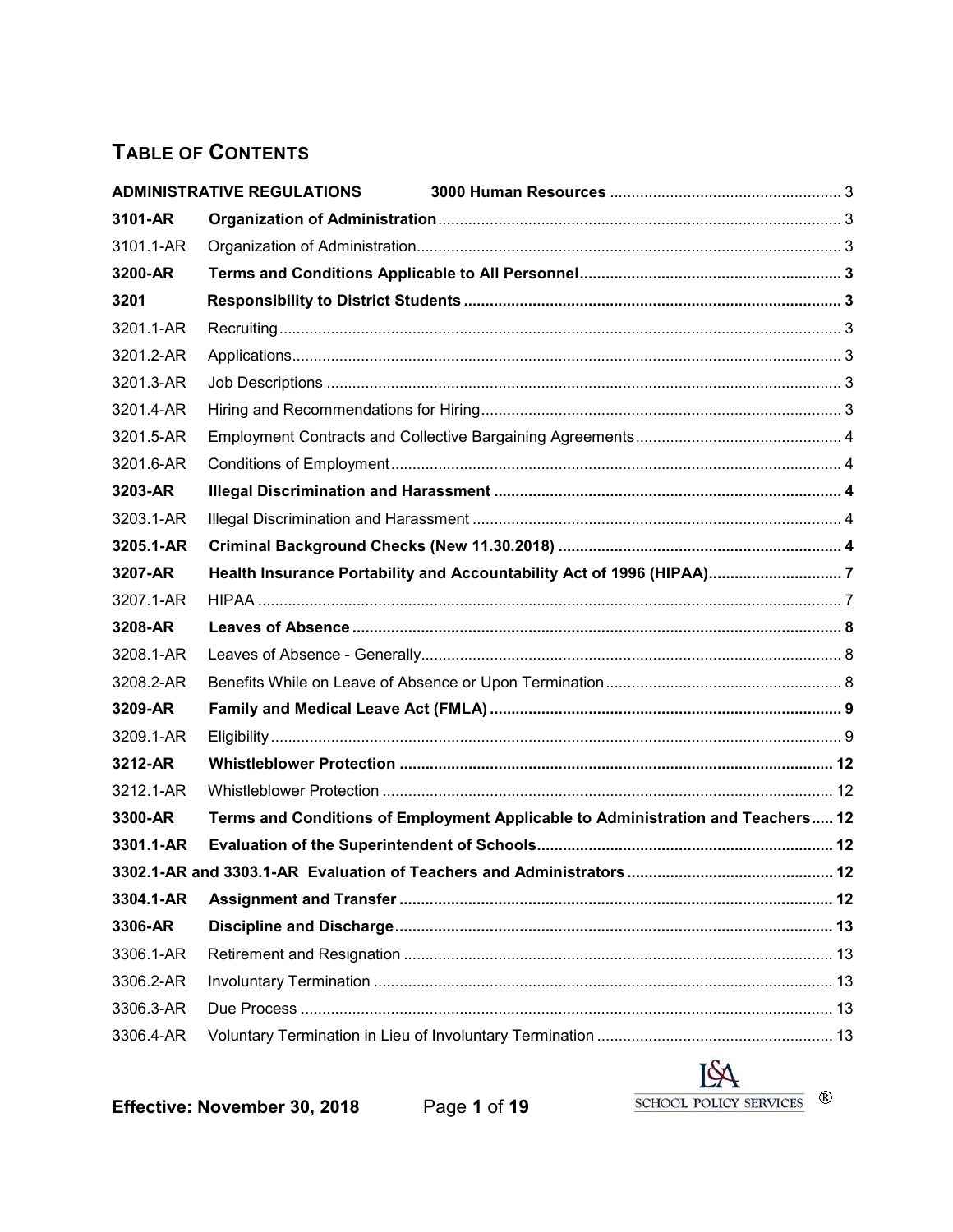## TABLE OF CONTENTS

| | | |
|---|---|---|
| **ADMINISTRATIVE REGULATIONS** | **3000 Human Resources** | 3 |
| **3101-AR** | **Organization of Administration** | 3 |
| 3101.1-AR | Organization of Administration | 3 |
| **3200-AR** | **Terms and Conditions Applicable to All Personnel** | **3** |
| **3201** | **Responsibility to District Students** | **3** |
| 3201.1-AR | Recruiting | 3 |
| 3201.2-AR | Applications | 3 |
| 3201.3-AR | Job Descriptions | 3 |
| 3201.4-AR | Hiring and Recommendations for Hiring | 3 |
| 3201.5-AR | Employment Contracts and Collective Bargaining Agreements | 4 |
| 3201.6-AR | Conditions of Employment | 4 |
| **3203-AR** | **Illegal Discrimination and Harassment** | **4** |
| 3203.1-AR | Illegal Discrimination and Harassment | 4 |
| **3205.1-AR** | **Criminal Background Checks (New 11.30.2018)** | **4** |
| **3207-AR** | **Health Insurance Portability and Accountability Act of 1996 (HIPAA)** | **7** |
| 3207.1-AR | HIPAA | 7 |
| **3208-AR** | **Leaves of Absence** | **8** |
| 3208.1-AR | Leaves of Absence - Generally | 8 |
| 3208.2-AR | Benefits While on Leave of Absence or Upon Termination | 8 |
| **3209-AR** | **Family and Medical Leave Act (FMLA)** | **9** |
| 3209.1-AR | Eligibility | 9 |
| **3212-AR** | **Whistleblower Protection** | **12** |
| 3212.1-AR | Whistleblower Protection | 12 |
| **3300-AR** | **Terms and Conditions of Employment Applicable to Administration and Teachers** | **12** |
| **3301.1-AR** | **Evaluation of the Superintendent of Schools** | **12** |
| **3302.1-AR and 3303.1-AR** | **Evaluation of Teachers and Administrators** | **12** |
| **3304.1-AR** | **Assignment and Transfer** | **12** |
| **3306-AR** | **Discipline and Discharge** | **13** |
| 3306.1-AR | Retirement and Resignation | 13 |
| 3306.2-AR | Involuntary Termination | 13 |
| 3306.3-AR | Due Process | 13 |
| 3306.4-AR | Voluntary Termination in Lieu of Involuntary Termination | 13 |

**Effective: November 30, 2018**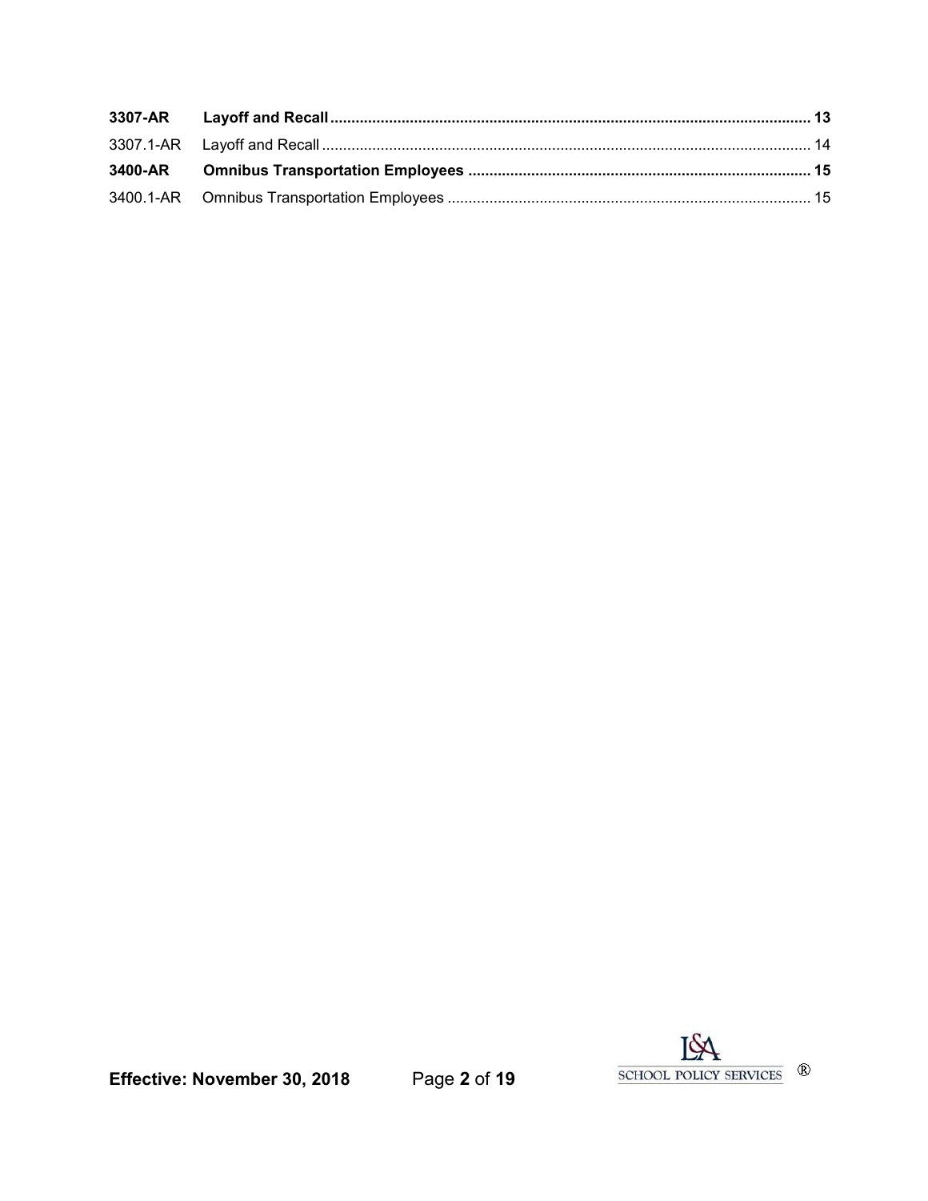**3307-AR Layoff and Recall** ..... **13**

3307.1-AR Layoff and Recall ..... 14

**3400-AR Omnibus Transportation Employees** ..... **15**

3400.1-AR Omnibus Transportation Employees ..... 15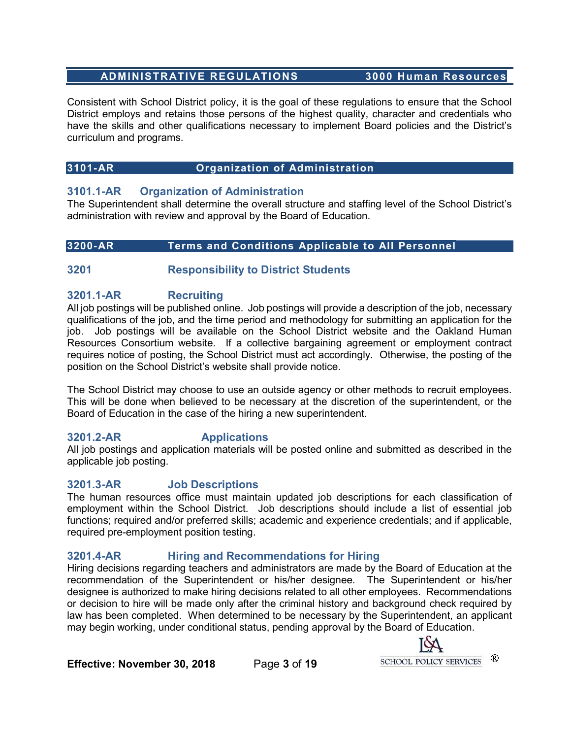Consistent with School District policy, it is the goal of these regulations to ensure that the School District employs and retains those persons of the highest quality, character and credentials who have the skills and other qualifications necessary to implement Board policies and the District's curriculum and programs.

## 3101-AR Organization of Administration

### 3101.1-AR Organization of Administration

The Superintendent shall determine the overall structure and staffing level of the School District's administration with review and approval by the Board of Education.

## 3200-AR Terms and Conditions Applicable to All Personnel

### 3201 Responsibility to District Students

### 3201.1-AR Recruiting

All job postings will be published online. Job postings will provide a description of the job, necessary qualifications of the job, and the time period and methodology for submitting an application for the job. Job postings will be available on the School District website and the Oakland Human Resources Consortium website. If a collective bargaining agreement or employment contract requires notice of posting, the School District must act accordingly. Otherwise, the posting of the position on the School District's website shall provide notice.

The School District may choose to use an outside agency or other methods to recruit employees. This will be done when believed to be necessary at the discretion of the superintendent, or the Board of Education in the case of the hiring a new superintendent.

### 3201.2-AR Applications

All job postings and application materials will be posted online and submitted as described in the applicable job posting.

### 3201.3-AR Job Descriptions

The human resources office must maintain updated job descriptions for each classification of employment within the School District. Job descriptions should include a list of essential job functions; required and/or preferred skills; academic and experience credentials; and if applicable, required pre-employment position testing.

### 3201.4-AR Hiring and Recommendations for Hiring

Hiring decisions regarding teachers and administrators are made by the Board of Education at the recommendation of the Superintendent or his/her designee. The Superintendent or his/her designee is authorized to make hiring decisions related to all other employees. Recommendations or decision to hire will be made only after the criminal history and background check required by law has been completed. When determined to be necessary by the Superintendent, an applicant may begin working, under conditional status, pending approval by the Board of Education.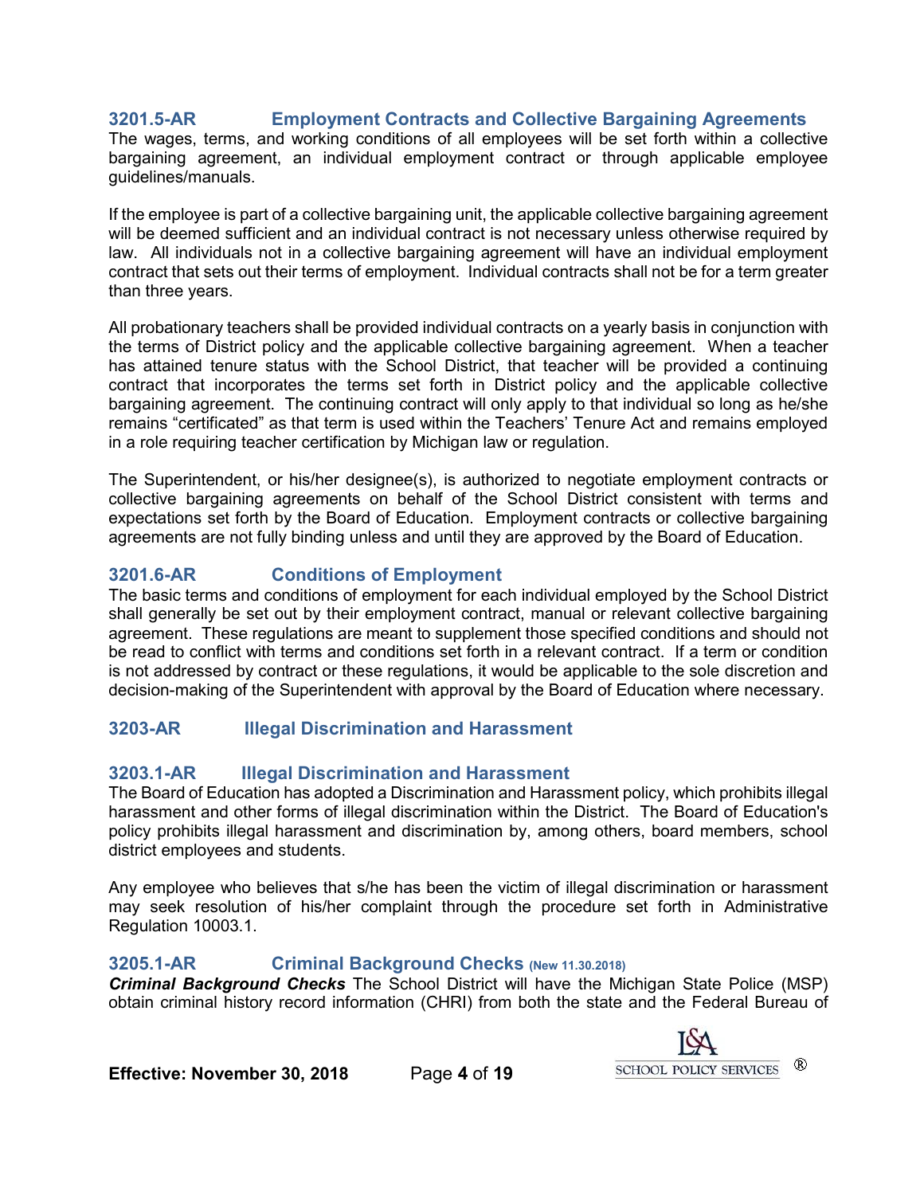### 3201.5-AR Employment Contracts and Collective Bargaining Agreements

The wages, terms, and working conditions of all employees will be set forth within a collective bargaining agreement, an individual employment contract or through applicable employee guidelines/manuals.

If the employee is part of a collective bargaining unit, the applicable collective bargaining agreement will be deemed sufficient and an individual contract is not necessary unless otherwise required by law. All individuals not in a collective bargaining agreement will have an individual employment contract that sets out their terms of employment. Individual contracts shall not be for a term greater than three years.

All probationary teachers shall be provided individual contracts on a yearly basis in conjunction with the terms of District policy and the applicable collective bargaining agreement. When a teacher has attained tenure status with the School District, that teacher will be provided a continuing contract that incorporates the terms set forth in District policy and the applicable collective bargaining agreement. The continuing contract will only apply to that individual so long as he/she remains "certificated" as that term is used within the Teachers' Tenure Act and remains employed in a role requiring teacher certification by Michigan law or regulation.

The Superintendent, or his/her designee(s), is authorized to negotiate employment contracts or collective bargaining agreements on behalf of the School District consistent with terms and expectations set forth by the Board of Education. Employment contracts or collective bargaining agreements are not fully binding unless and until they are approved by the Board of Education.

### 3201.6-AR Conditions of Employment

The basic terms and conditions of employment for each individual employed by the School District shall generally be set out by their employment contract, manual or relevant collective bargaining agreement. These regulations are meant to supplement those specified conditions and should not be read to conflict with terms and conditions set forth in a relevant contract. If a term or condition is not addressed by contract or these regulations, it would be applicable to the sole discretion and decision-making of the Superintendent with approval by the Board of Education where necessary.

### 3203-AR Illegal Discrimination and Harassment

### 3203.1-AR Illegal Discrimination and Harassment

The Board of Education has adopted a Discrimination and Harassment policy, which prohibits illegal harassment and other forms of illegal discrimination within the District. The Board of Education's policy prohibits illegal harassment and discrimination by, among others, board members, school district employees and students.

Any employee who believes that s/he has been the victim of illegal discrimination or harassment may seek resolution of his/her complaint through the procedure set forth in Administrative Regulation 10003.1.

### 3205.1-AR Criminal Background Checks (New 11.30.2018)

***Criminal Background Checks*** The School District will have the Michigan State Police (MSP) obtain criminal history record information (CHRI) from both the state and the Federal Bureau of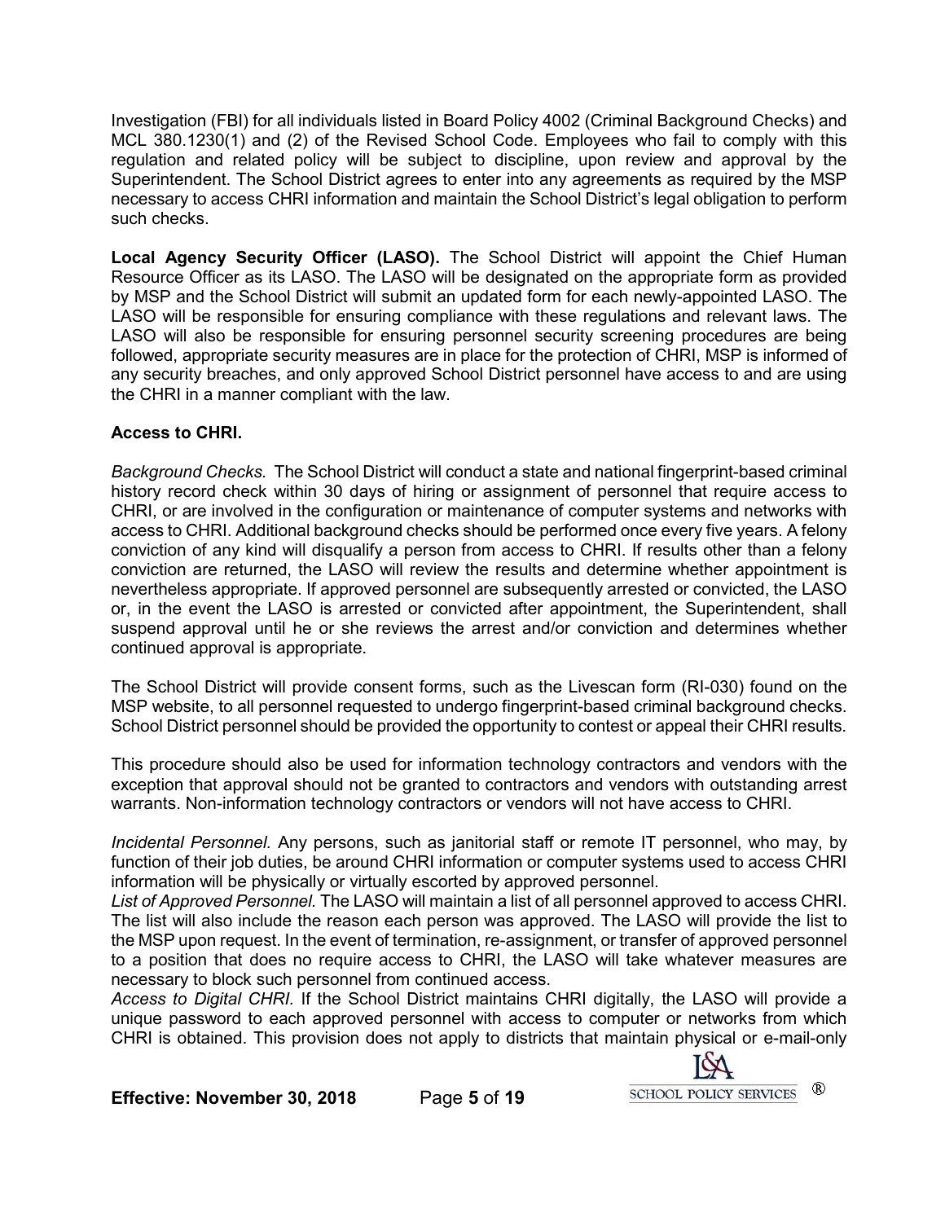Investigation (FBI) for all individuals listed in Board Policy 4002 (Criminal Background Checks) and MCL 380.1230(1) and (2) of the Revised School Code. Employees who fail to comply with this regulation and related policy will be subject to discipline, upon review and approval by the Superintendent. The School District agrees to enter into any agreements as required by the MSP necessary to access CHRI information and maintain the School District's legal obligation to perform such checks.

**Local Agency Security Officer (LASO).** The School District will appoint the Chief Human Resource Officer as its LASO. The LASO will be designated on the appropriate form as provided by MSP and the School District will submit an updated form for each newly-appointed LASO. The LASO will be responsible for ensuring compliance with these regulations and relevant laws. The LASO will also be responsible for ensuring personnel security screening procedures are being followed, appropriate security measures are in place for the protection of CHRI, MSP is informed of any security breaches, and only approved School District personnel have access to and are using the CHRI in a manner compliant with the law.

**Access to CHRI.**

*Background Checks.* The School District will conduct a state and national fingerprint-based criminal history record check within 30 days of hiring or assignment of personnel that require access to CHRI, or are involved in the configuration or maintenance of computer systems and networks with access to CHRI. Additional background checks should be performed once every five years. A felony conviction of any kind will disqualify a person from access to CHRI. If results other than a felony conviction are returned, the LASO will review the results and determine whether appointment is nevertheless appropriate. If approved personnel are subsequently arrested or convicted, the LASO or, in the event the LASO is arrested or convicted after appointment, the Superintendent, shall suspend approval until he or she reviews the arrest and/or conviction and determines whether continued approval is appropriate.

The School District will provide consent forms, such as the Livescan form (RI-030) found on the MSP website, to all personnel requested to undergo fingerprint-based criminal background checks. School District personnel should be provided the opportunity to contest or appeal their CHRI results.

This procedure should also be used for information technology contractors and vendors with the exception that approval should not be granted to contractors and vendors with outstanding arrest warrants. Non-information technology contractors or vendors will not have access to CHRI.

*Incidental Personnel.* Any persons, such as janitorial staff or remote IT personnel, who may, by function of their job duties, be around CHRI information or computer systems used to access CHRI information will be physically or virtually escorted by approved personnel.

*List of Approved Personnel.* The LASO will maintain a list of all personnel approved to access CHRI. The list will also include the reason each person was approved. The LASO will provide the list to the MSP upon request. In the event of termination, re-assignment, or transfer of approved personnel to a position that does no require access to CHRI, the LASO will take whatever measures are necessary to block such personnel from continued access.

*Access to Digital CHRI.* If the School District maintains CHRI digitally, the LASO will provide a unique password to each approved personnel with access to computer or networks from which CHRI is obtained. This provision does not apply to districts that maintain physical or e-mail-only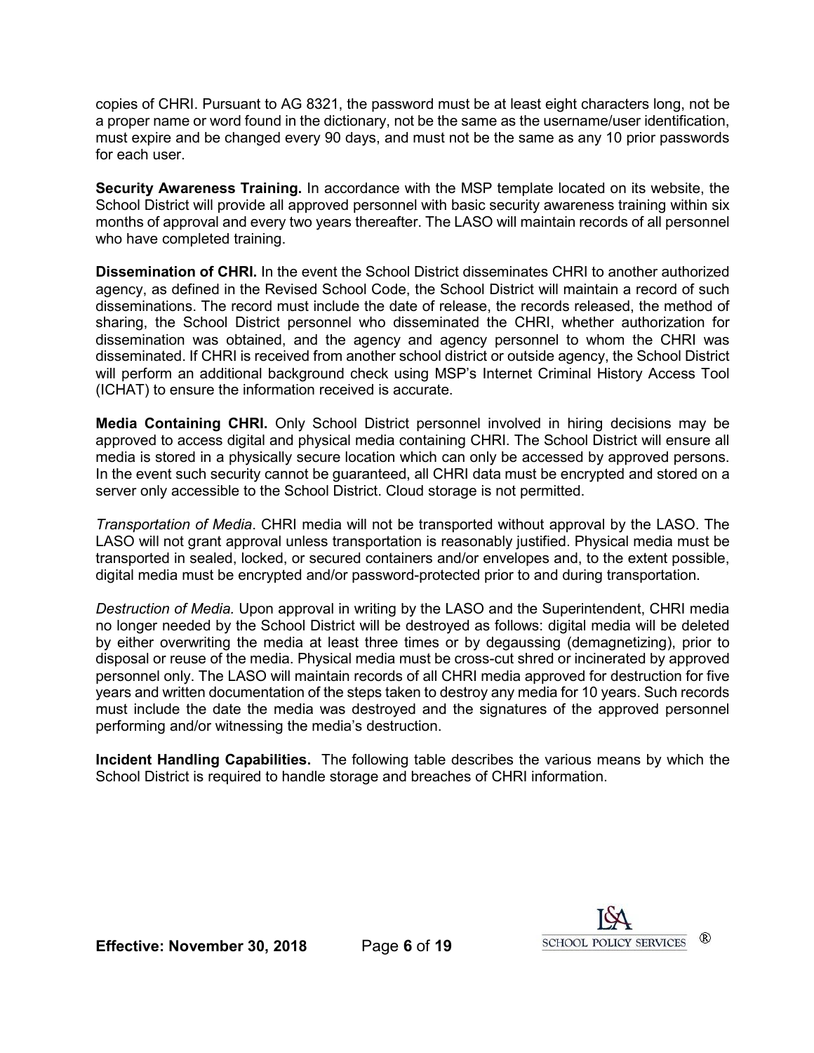copies of CHRI. Pursuant to AG 8321, the password must be at least eight characters long, not be a proper name or word found in the dictionary, not be the same as the username/user identification, must expire and be changed every 90 days, and must not be the same as any 10 prior passwords for each user.

**Security Awareness Training.** In accordance with the MSP template located on its website, the School District will provide all approved personnel with basic security awareness training within six months of approval and every two years thereafter. The LASO will maintain records of all personnel who have completed training.

**Dissemination of CHRI.** In the event the School District disseminates CHRI to another authorized agency, as defined in the Revised School Code, the School District will maintain a record of such disseminations. The record must include the date of release, the records released, the method of sharing, the School District personnel who disseminated the CHRI, whether authorization for dissemination was obtained, and the agency and agency personnel to whom the CHRI was disseminated. If CHRI is received from another school district or outside agency, the School District will perform an additional background check using MSP's Internet Criminal History Access Tool (ICHAT) to ensure the information received is accurate.

**Media Containing CHRI.** Only School District personnel involved in hiring decisions may be approved to access digital and physical media containing CHRI. The School District will ensure all media is stored in a physically secure location which can only be accessed by approved persons. In the event such security cannot be guaranteed, all CHRI data must be encrypted and stored on a server only accessible to the School District. Cloud storage is not permitted.

*Transportation of Media*. CHRI media will not be transported without approval by the LASO. The LASO will not grant approval unless transportation is reasonably justified. Physical media must be transported in sealed, locked, or secured containers and/or envelopes and, to the extent possible, digital media must be encrypted and/or password-protected prior to and during transportation.

*Destruction of Media.* Upon approval in writing by the LASO and the Superintendent, CHRI media no longer needed by the School District will be destroyed as follows: digital media will be deleted by either overwriting the media at least three times or by degaussing (demagnetizing), prior to disposal or reuse of the media. Physical media must be cross-cut shred or incinerated by approved personnel only. The LASO will maintain records of all CHRI media approved for destruction for five years and written documentation of the steps taken to destroy any media for 10 years. Such records must include the date the media was destroyed and the signatures of the approved personnel performing and/or witnessing the media's destruction.

**Incident Handling Capabilities.** The following table describes the various means by which the School District is required to handle storage and breaches of CHRI information.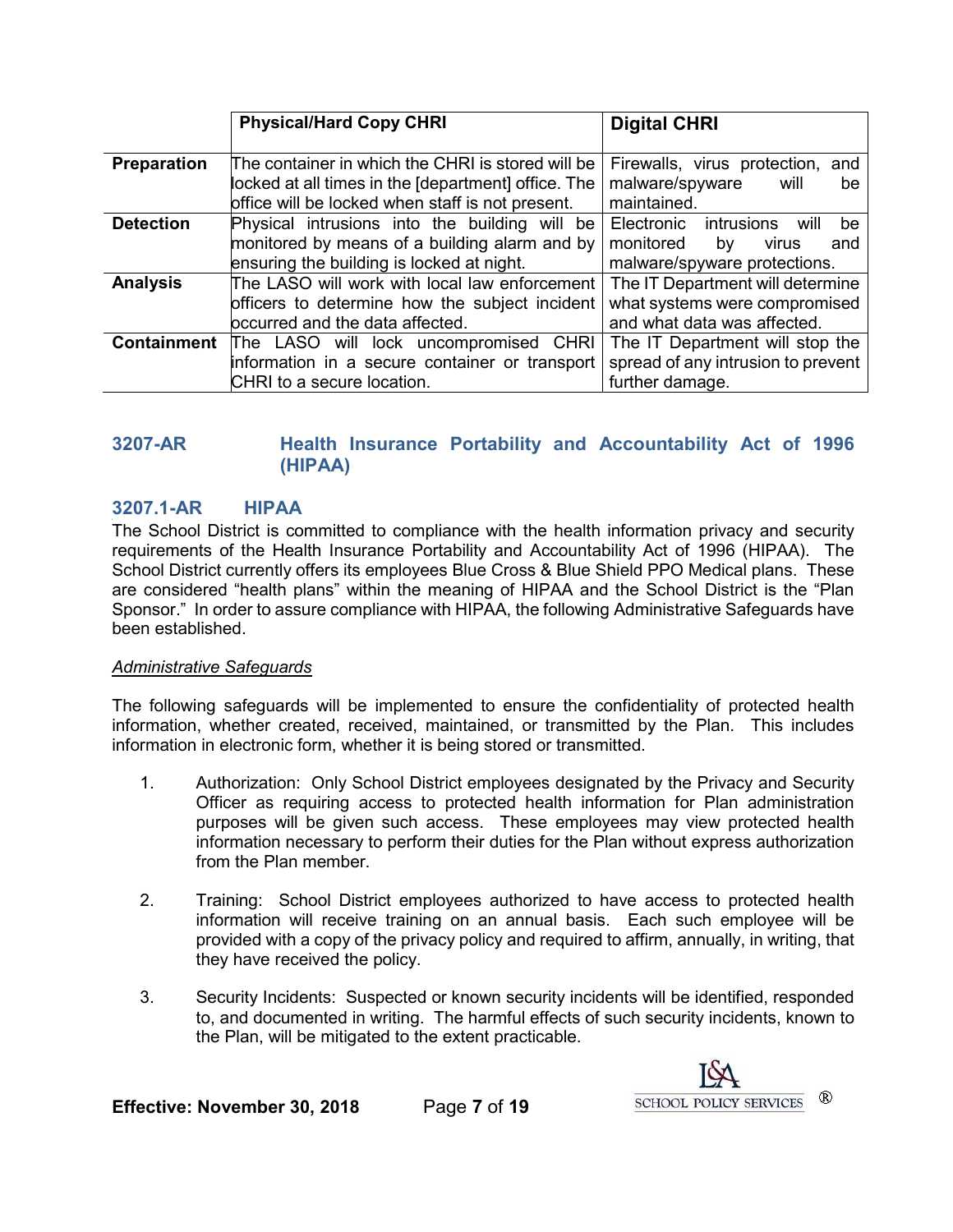| | Physical/Hard Copy CHRI | Digital CHRI |
|---|---|---|
| **Preparation** | The container in which the CHRI is stored will be locked at all times in the [department] office. The office will be locked when staff is not present. | Firewalls, virus protection, and malware/spyware will be maintained. |
| **Detection** | Physical intrusions into the building will be monitored by means of a building alarm and by ensuring the building is locked at night. | Electronic intrusions will be monitored by virus and malware/spyware protections. |
| **Analysis** | The LASO will work with local law enforcement officers to determine how the subject incident occurred and the data affected. | The IT Department will determine what systems were compromised and what data was affected. |
| **Containment** | The LASO will lock uncompromised CHRI information in a secure container or transport CHRI to a secure location. | The IT Department will stop the spread of any intrusion to prevent further damage. |

## 3207-AR Health Insurance Portability and Accountability Act of 1996 (HIPAA)

### 3207.1-AR HIPAA

The School District is committed to compliance with the health information privacy and security requirements of the Health Insurance Portability and Accountability Act of 1996 (HIPAA). The School District currently offers its employees Blue Cross & Blue Shield PPO Medical plans. These are considered "health plans" within the meaning of HIPAA and the School District is the "Plan Sponsor." In order to assure compliance with HIPAA, the following Administrative Safeguards have been established.

*Administrative Safeguards*

The following safeguards will be implemented to ensure the confidentiality of protected health information, whether created, received, maintained, or transmitted by the Plan. This includes information in electronic form, whether it is being stored or transmitted.

1. Authorization: Only School District employees designated by the Privacy and Security Officer as requiring access to protected health information for Plan administration purposes will be given such access. These employees may view protected health information necessary to perform their duties for the Plan without express authorization from the Plan member.

2. Training: School District employees authorized to have access to protected health information will receive training on an annual basis. Each such employee will be provided with a copy of the privacy policy and required to affirm, annually, in writing, that they have received the policy.

3. Security Incidents: Suspected or known security incidents will be identified, responded to, and documented in writing. The harmful effects of such security incidents, known to the Plan, will be mitigated to the extent practicable.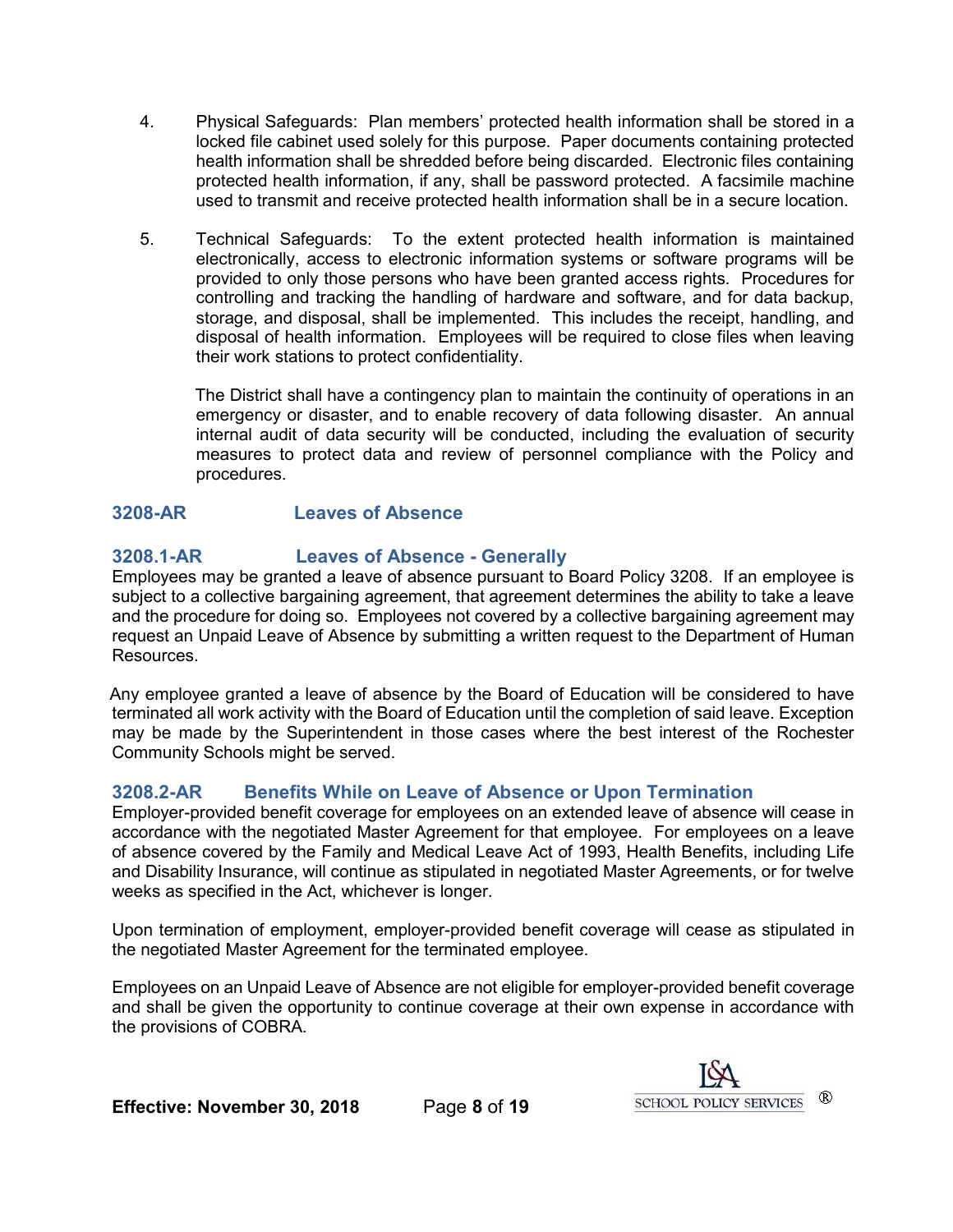4. Physical Safeguards: Plan members' protected health information shall be stored in a locked file cabinet used solely for this purpose. Paper documents containing protected health information shall be shredded before being discarded. Electronic files containing protected health information, if any, shall be password protected. A facsimile machine used to transmit and receive protected health information shall be in a secure location.

5. Technical Safeguards: To the extent protected health information is maintained electronically, access to electronic information systems or software programs will be provided to only those persons who have been granted access rights. Procedures for controlling and tracking the handling of hardware and software, and for data backup, storage, and disposal, shall be implemented. This includes the receipt, handling, and disposal of health information. Employees will be required to close files when leaving their work stations to protect confidentiality.

   The District shall have a contingency plan to maintain the continuity of operations in an emergency or disaster, and to enable recovery of data following disaster. An annual internal audit of data security will be conducted, including the evaluation of security measures to protect data and review of personnel compliance with the Policy and procedures.

## 3208-AR Leaves of Absence

### 3208.1-AR Leaves of Absence - Generally

Employees may be granted a leave of absence pursuant to Board Policy 3208. If an employee is subject to a collective bargaining agreement, that agreement determines the ability to take a leave and the procedure for doing so. Employees not covered by a collective bargaining agreement may request an Unpaid Leave of Absence by submitting a written request to the Department of Human Resources.

Any employee granted a leave of absence by the Board of Education will be considered to have terminated all work activity with the Board of Education until the completion of said leave. Exception may be made by the Superintendent in those cases where the best interest of the Rochester Community Schools might be served.

### 3208.2-AR Benefits While on Leave of Absence or Upon Termination

Employer-provided benefit coverage for employees on an extended leave of absence will cease in accordance with the negotiated Master Agreement for that employee. For employees on a leave of absence covered by the Family and Medical Leave Act of 1993, Health Benefits, including Life and Disability Insurance, will continue as stipulated in negotiated Master Agreements, or for twelve weeks as specified in the Act, whichever is longer.

Upon termination of employment, employer-provided benefit coverage will cease as stipulated in the negotiated Master Agreement for the terminated employee.

Employees on an Unpaid Leave of Absence are not eligible for employer-provided benefit coverage and shall be given the opportunity to continue coverage at their own expense in accordance with the provisions of COBRA.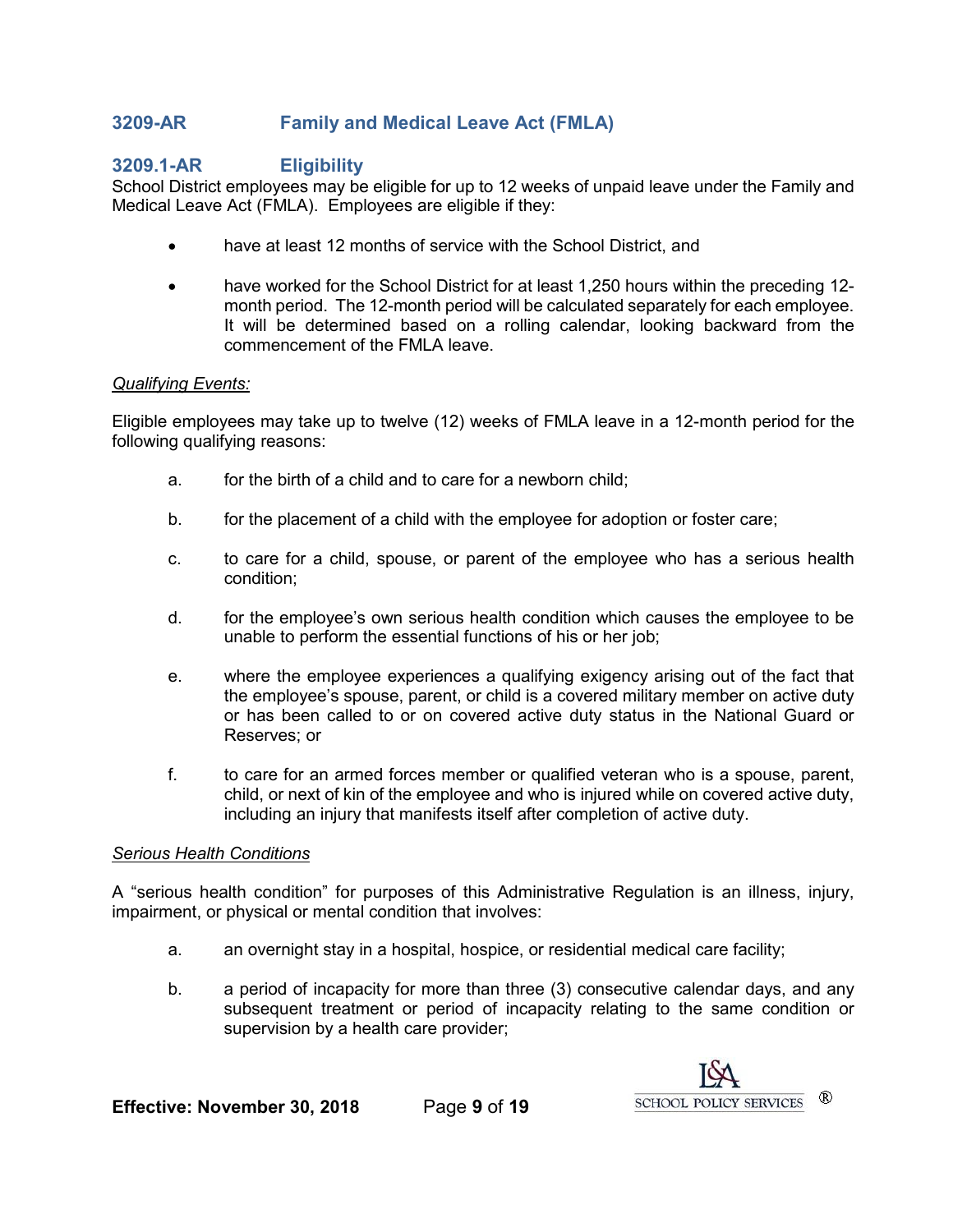## 3209-AR Family and Medical Leave Act (FMLA)

### 3209.1-AR Eligibility

School District employees may be eligible for up to 12 weeks of unpaid leave under the Family and Medical Leave Act (FMLA). Employees are eligible if they:

- have at least 12 months of service with the School District, and
- have worked for the School District for at least 1,250 hours within the preceding 12-month period. The 12-month period will be calculated separately for each employee. It will be determined based on a rolling calendar, looking backward from the commencement of the FMLA leave.

*Qualifying Events:*

Eligible employees may take up to twelve (12) weeks of FMLA leave in a 12-month period for the following qualifying reasons:

a. for the birth of a child and to care for a newborn child;

b. for the placement of a child with the employee for adoption or foster care;

c. to care for a child, spouse, or parent of the employee who has a serious health condition;

d. for the employee's own serious health condition which causes the employee to be unable to perform the essential functions of his or her job;

e. where the employee experiences a qualifying exigency arising out of the fact that the employee's spouse, parent, or child is a covered military member on active duty or has been called to or on covered active duty status in the National Guard or Reserves; or

f. to care for an armed forces member or qualified veteran who is a spouse, parent, child, or next of kin of the employee and who is injured while on covered active duty, including an injury that manifests itself after completion of active duty.

*Serious Health Conditions*

A "serious health condition" for purposes of this Administrative Regulation is an illness, injury, impairment, or physical or mental condition that involves:

a. an overnight stay in a hospital, hospice, or residential medical care facility;

b. a period of incapacity for more than three (3) consecutive calendar days, and any subsequent treatment or period of incapacity relating to the same condition or supervision by a health care provider;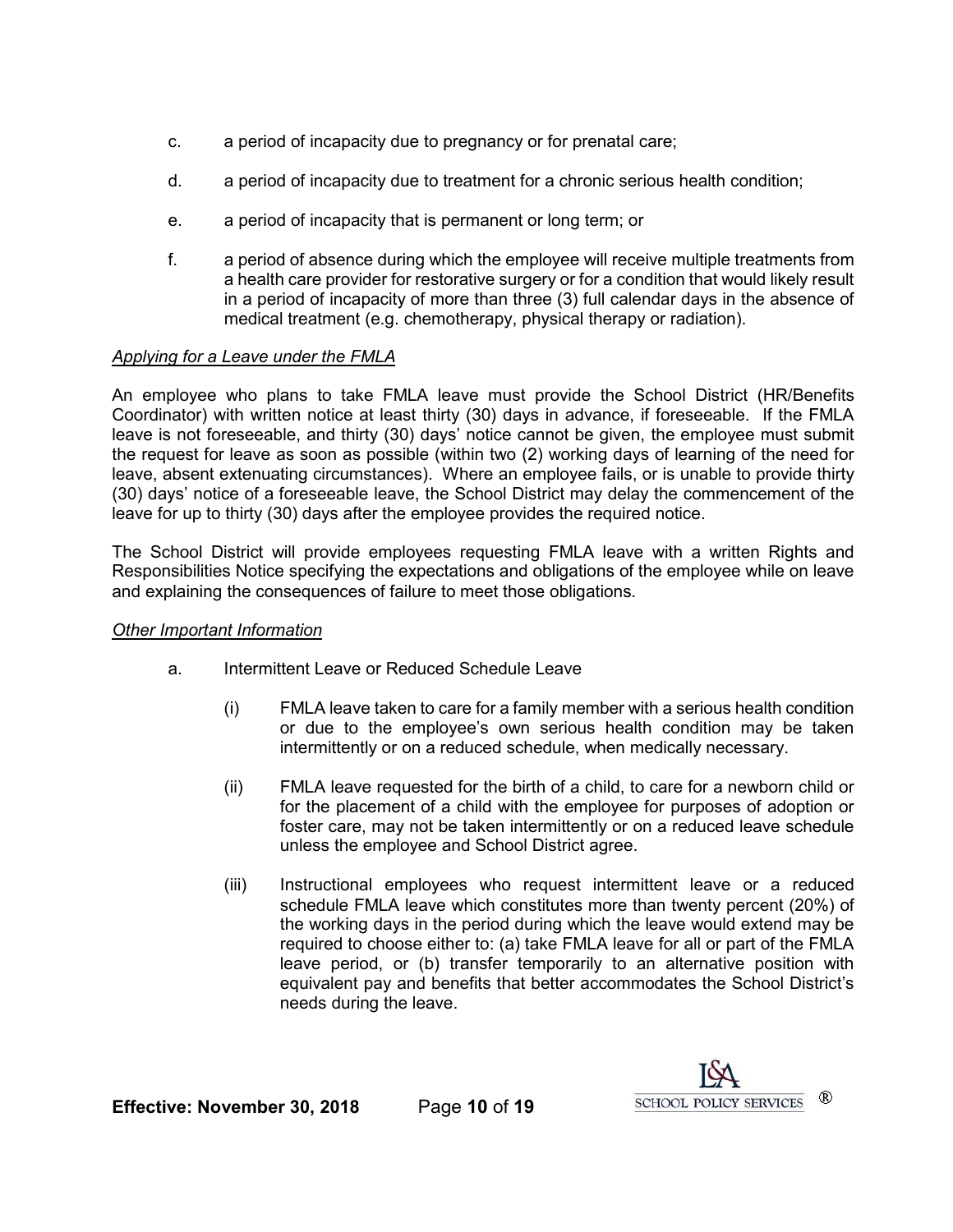c. a period of incapacity due to pregnancy or for prenatal care;

d. a period of incapacity due to treatment for a chronic serious health condition;

e. a period of incapacity that is permanent or long term; or

f. a period of absence during which the employee will receive multiple treatments from a health care provider for restorative surgery or for a condition that would likely result in a period of incapacity of more than three (3) full calendar days in the absence of medical treatment (e.g. chemotherapy, physical therapy or radiation).

*Applying for a Leave under the FMLA*

An employee who plans to take FMLA leave must provide the School District (HR/Benefits Coordinator) with written notice at least thirty (30) days in advance, if foreseeable. If the FMLA leave is not foreseeable, and thirty (30) days' notice cannot be given, the employee must submit the request for leave as soon as possible (within two (2) working days of learning of the need for leave, absent extenuating circumstances). Where an employee fails, or is unable to provide thirty (30) days' notice of a foreseeable leave, the School District may delay the commencement of the leave for up to thirty (30) days after the employee provides the required notice.

The School District will provide employees requesting FMLA leave with a written Rights and Responsibilities Notice specifying the expectations and obligations of the employee while on leave and explaining the consequences of failure to meet those obligations.

*Other Important Information*

a. Intermittent Leave or Reduced Schedule Leave

   (i) FMLA leave taken to care for a family member with a serious health condition or due to the employee's own serious health condition may be taken intermittently or on a reduced schedule, when medically necessary.

   (ii) FMLA leave requested for the birth of a child, to care for a newborn child or for the placement of a child with the employee for purposes of adoption or foster care, may not be taken intermittently or on a reduced leave schedule unless the employee and School District agree.

   (iii) Instructional employees who request intermittent leave or a reduced schedule FMLA leave which constitutes more than twenty percent (20%) of the working days in the period during which the leave would extend may be required to choose either to: (a) take FMLA leave for all or part of the FMLA leave period, or (b) transfer temporarily to an alternative position with equivalent pay and benefits that better accommodates the School District's needs during the leave.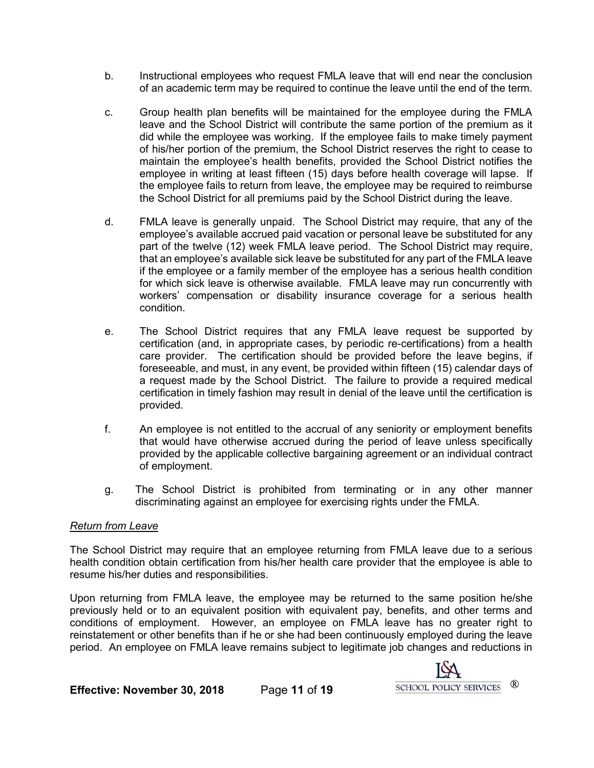b. Instructional employees who request FMLA leave that will end near the conclusion of an academic term may be required to continue the leave until the end of the term.

c. Group health plan benefits will be maintained for the employee during the FMLA leave and the School District will contribute the same portion of the premium as it did while the employee was working. If the employee fails to make timely payment of his/her portion of the premium, the School District reserves the right to cease to maintain the employee's health benefits, provided the School District notifies the employee in writing at least fifteen (15) days before health coverage will lapse. If the employee fails to return from leave, the employee may be required to reimburse the School District for all premiums paid by the School District during the leave.

d. FMLA leave is generally unpaid. The School District may require, that any of the employee's available accrued paid vacation or personal leave be substituted for any part of the twelve (12) week FMLA leave period. The School District may require, that an employee's available sick leave be substituted for any part of the FMLA leave if the employee or a family member of the employee has a serious health condition for which sick leave is otherwise available. FMLA leave may run concurrently with workers' compensation or disability insurance coverage for a serious health condition.

e. The School District requires that any FMLA leave request be supported by certification (and, in appropriate cases, by periodic re-certifications) from a health care provider. The certification should be provided before the leave begins, if foreseeable, and must, in any event, be provided within fifteen (15) calendar days of a request made by the School District. The failure to provide a required medical certification in timely fashion may result in denial of the leave until the certification is provided.

f. An employee is not entitled to the accrual of any seniority or employment benefits that would have otherwise accrued during the period of leave unless specifically provided by the applicable collective bargaining agreement or an individual contract of employment.

g. The School District is prohibited from terminating or in any other manner discriminating against an employee for exercising rights under the FMLA.

*Return from Leave*

The School District may require that an employee returning from FMLA leave due to a serious health condition obtain certification from his/her health care provider that the employee is able to resume his/her duties and responsibilities.

Upon returning from FMLA leave, the employee may be returned to the same position he/she previously held or to an equivalent position with equivalent pay, benefits, and other terms and conditions of employment. However, an employee on FMLA leave has no greater right to reinstatement or other benefits than if he or she had been continuously employed during the leave period. An employee on FMLA leave remains subject to legitimate job changes and reductions in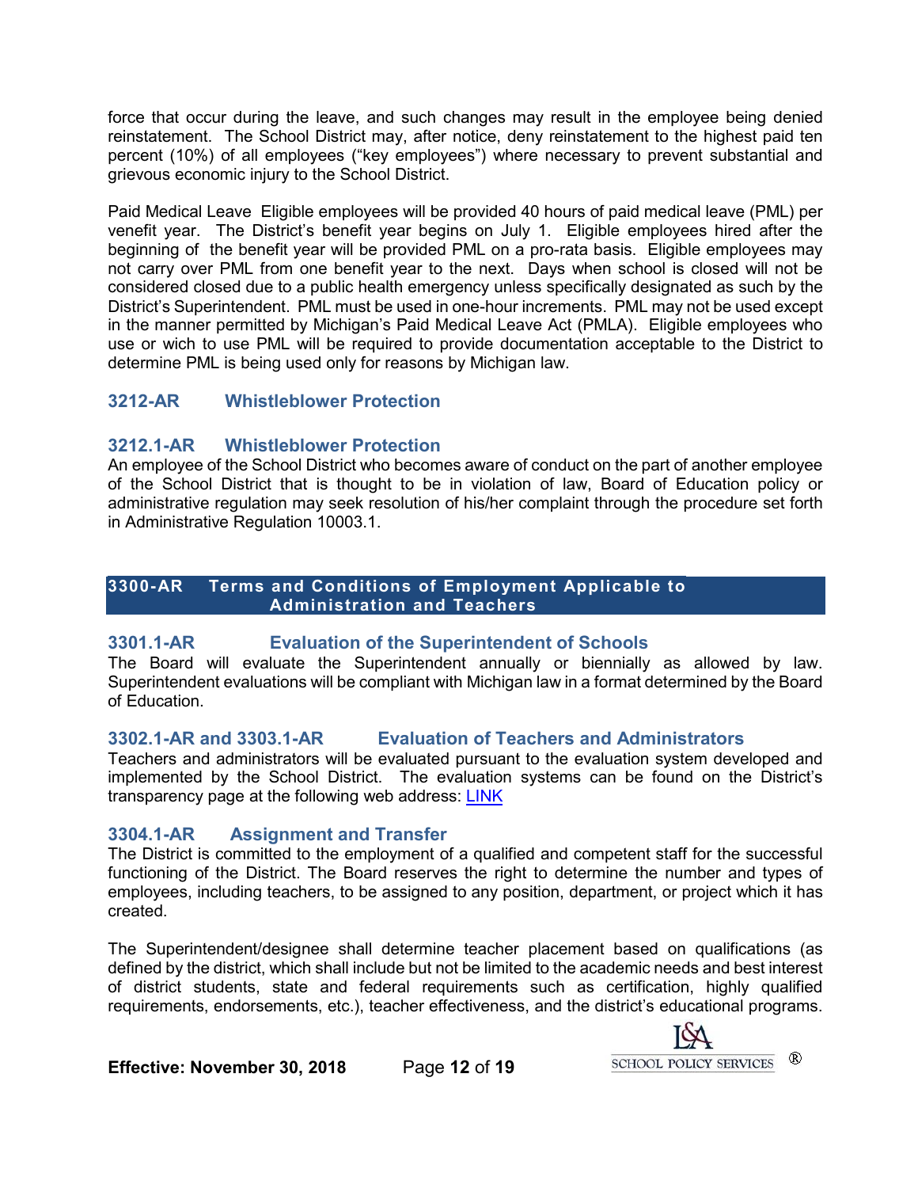force that occur during the leave, and such changes may result in the employee being denied reinstatement. The School District may, after notice, deny reinstatement to the highest paid ten percent (10%) of all employees ("key employees") where necessary to prevent substantial and grievous economic injury to the School District.

Paid Medical Leave Eligible employees will be provided 40 hours of paid medical leave (PML) per venefit year. The District's benefit year begins on July 1. Eligible employees hired after the beginning of the benefit year will be provided PML on a pro-rata basis. Eligible employees may not carry over PML from one benefit year to the next. Days when school is closed will not be considered closed due to a public health emergency unless specifically designated as such by the District's Superintendent. PML must be used in one-hour increments. PML may not be used except in the manner permitted by Michigan's Paid Medical Leave Act (PMLA). Eligible employees who use or wich to use PML will be required to provide documentation acceptable to the District to determine PML is being used only for reasons by Michigan law.

### 3212-AR Whistleblower Protection

### 3212.1-AR Whistleblower Protection

An employee of the School District who becomes aware of conduct on the part of another employee of the School District that is thought to be in violation of law, Board of Education policy or administrative regulation may seek resolution of his/her complaint through the procedure set forth in Administrative Regulation 10003.1.

## 3300-AR Terms and Conditions of Employment Applicable to Administration and Teachers

### 3301.1-AR Evaluation of the Superintendent of Schools

The Board will evaluate the Superintendent annually or biennially as allowed by law. Superintendent evaluations will be compliant with Michigan law in a format determined by the Board of Education.

### 3302.1-AR and 3303.1-AR Evaluation of Teachers and Administrators

Teachers and administrators will be evaluated pursuant to the evaluation system developed and implemented by the School District. The evaluation systems can be found on the District's transparency page at the following web address: LINK

### 3304.1-AR Assignment and Transfer

The District is committed to the employment of a qualified and competent staff for the successful functioning of the District. The Board reserves the right to determine the number and types of employees, including teachers, to be assigned to any position, department, or project which it has created.

The Superintendent/designee shall determine teacher placement based on qualifications (as defined by the district, which shall include but not be limited to the academic needs and best interest of district students, state and federal requirements such as certification, highly qualified requirements, endorsements, etc.), teacher effectiveness, and the district's educational programs.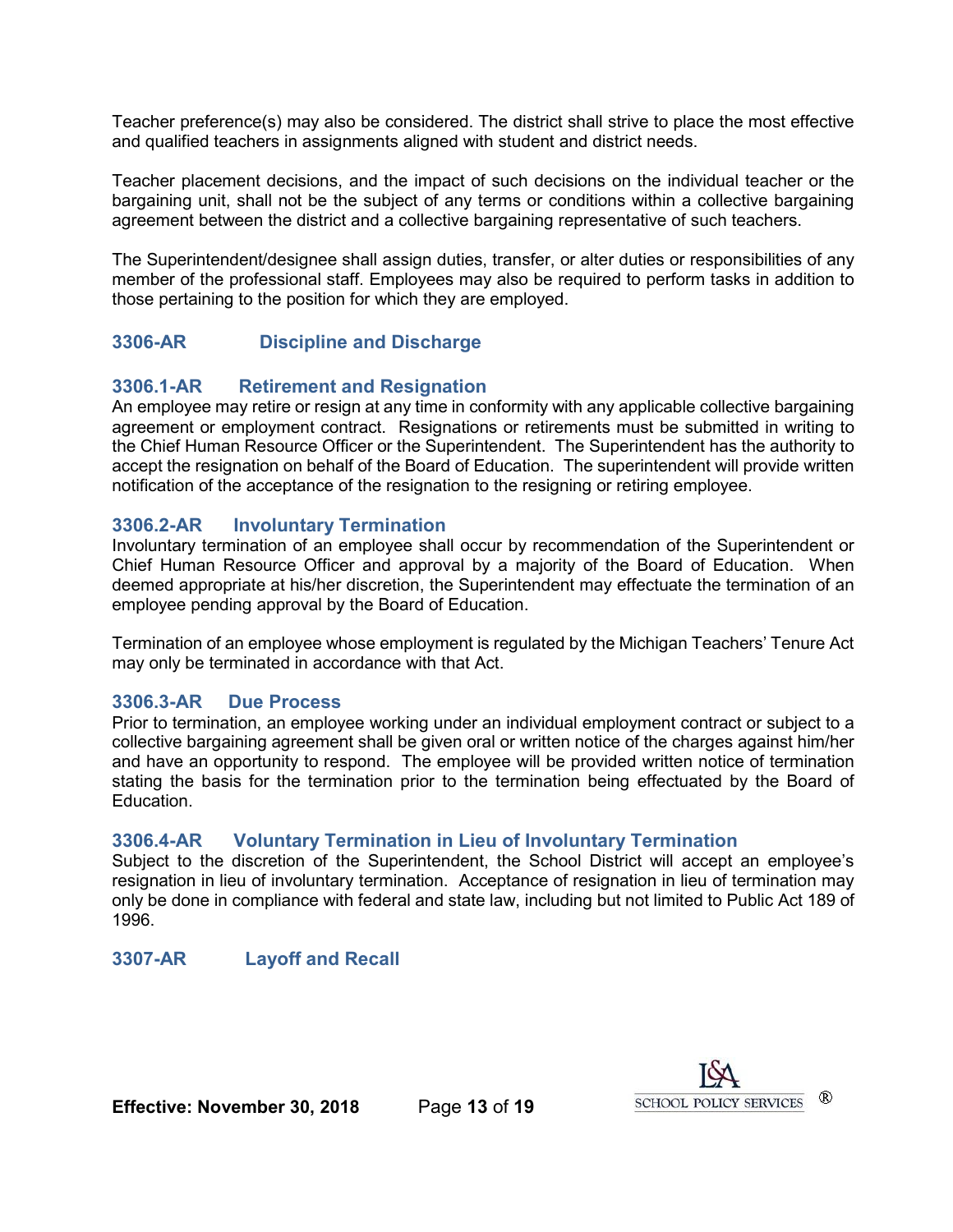Teacher preference(s) may also be considered. The district shall strive to place the most effective and qualified teachers in assignments aligned with student and district needs.

Teacher placement decisions, and the impact of such decisions on the individual teacher or the bargaining unit, shall not be the subject of any terms or conditions within a collective bargaining agreement between the district and a collective bargaining representative of such teachers.

The Superintendent/designee shall assign duties, transfer, or alter duties or responsibilities of any member of the professional staff. Employees may also be required to perform tasks in addition to those pertaining to the position for which they are employed.

## 3306-AR Discipline and Discharge

### 3306.1-AR Retirement and Resignation

An employee may retire or resign at any time in conformity with any applicable collective bargaining agreement or employment contract. Resignations or retirements must be submitted in writing to the Chief Human Resource Officer or the Superintendent. The Superintendent has the authority to accept the resignation on behalf of the Board of Education. The superintendent will provide written notification of the acceptance of the resignation to the resigning or retiring employee.

### 3306.2-AR Involuntary Termination

Involuntary termination of an employee shall occur by recommendation of the Superintendent or Chief Human Resource Officer and approval by a majority of the Board of Education. When deemed appropriate at his/her discretion, the Superintendent may effectuate the termination of an employee pending approval by the Board of Education.

Termination of an employee whose employment is regulated by the Michigan Teachers' Tenure Act may only be terminated in accordance with that Act.

### 3306.3-AR Due Process

Prior to termination, an employee working under an individual employment contract or subject to a collective bargaining agreement shall be given oral or written notice of the charges against him/her and have an opportunity to respond. The employee will be provided written notice of termination stating the basis for the termination prior to the termination being effectuated by the Board of Education.

### 3306.4-AR Voluntary Termination in Lieu of Involuntary Termination

Subject to the discretion of the Superintendent, the School District will accept an employee's resignation in lieu of involuntary termination. Acceptance of resignation in lieu of termination may only be done in compliance with federal and state law, including but not limited to Public Act 189 of 1996.

## 3307-AR Layoff and Recall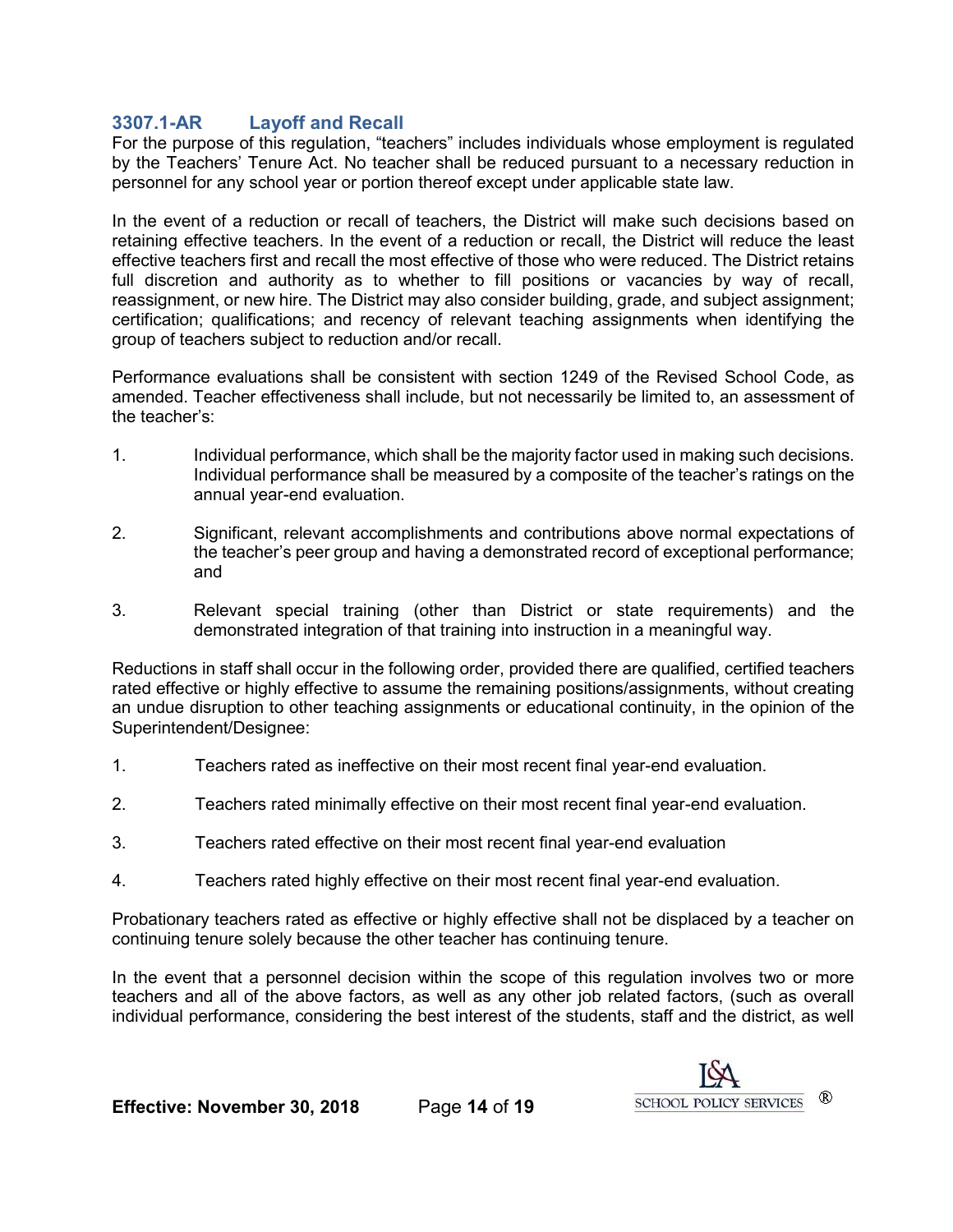## 3307.1-AR Layoff and Recall

For the purpose of this regulation, "teachers" includes individuals whose employment is regulated by the Teachers' Tenure Act. No teacher shall be reduced pursuant to a necessary reduction in personnel for any school year or portion thereof except under applicable state law.

In the event of a reduction or recall of teachers, the District will make such decisions based on retaining effective teachers. In the event of a reduction or recall, the District will reduce the least effective teachers first and recall the most effective of those who were reduced. The District retains full discretion and authority as to whether to fill positions or vacancies by way of recall, reassignment, or new hire. The District may also consider building, grade, and subject assignment; certification; qualifications; and recency of relevant teaching assignments when identifying the group of teachers subject to reduction and/or recall.

Performance evaluations shall be consistent with section 1249 of the Revised School Code, as amended. Teacher effectiveness shall include, but not necessarily be limited to, an assessment of the teacher's:

1. Individual performance, which shall be the majority factor used in making such decisions. Individual performance shall be measured by a composite of the teacher's ratings on the annual year-end evaluation.

2. Significant, relevant accomplishments and contributions above normal expectations of the teacher's peer group and having a demonstrated record of exceptional performance; and

3. Relevant special training (other than District or state requirements) and the demonstrated integration of that training into instruction in a meaningful way.

Reductions in staff shall occur in the following order, provided there are qualified, certified teachers rated effective or highly effective to assume the remaining positions/assignments, without creating an undue disruption to other teaching assignments or educational continuity, in the opinion of the Superintendent/Designee:

1. Teachers rated as ineffective on their most recent final year-end evaluation.

2. Teachers rated minimally effective on their most recent final year-end evaluation.

3. Teachers rated effective on their most recent final year-end evaluation

4. Teachers rated highly effective on their most recent final year-end evaluation.

Probationary teachers rated as effective or highly effective shall not be displaced by a teacher on continuing tenure solely because the other teacher has continuing tenure.

In the event that a personnel decision within the scope of this regulation involves two or more teachers and all of the above factors, as well as any other job related factors, (such as overall individual performance, considering the best interest of the students, staff and the district, as well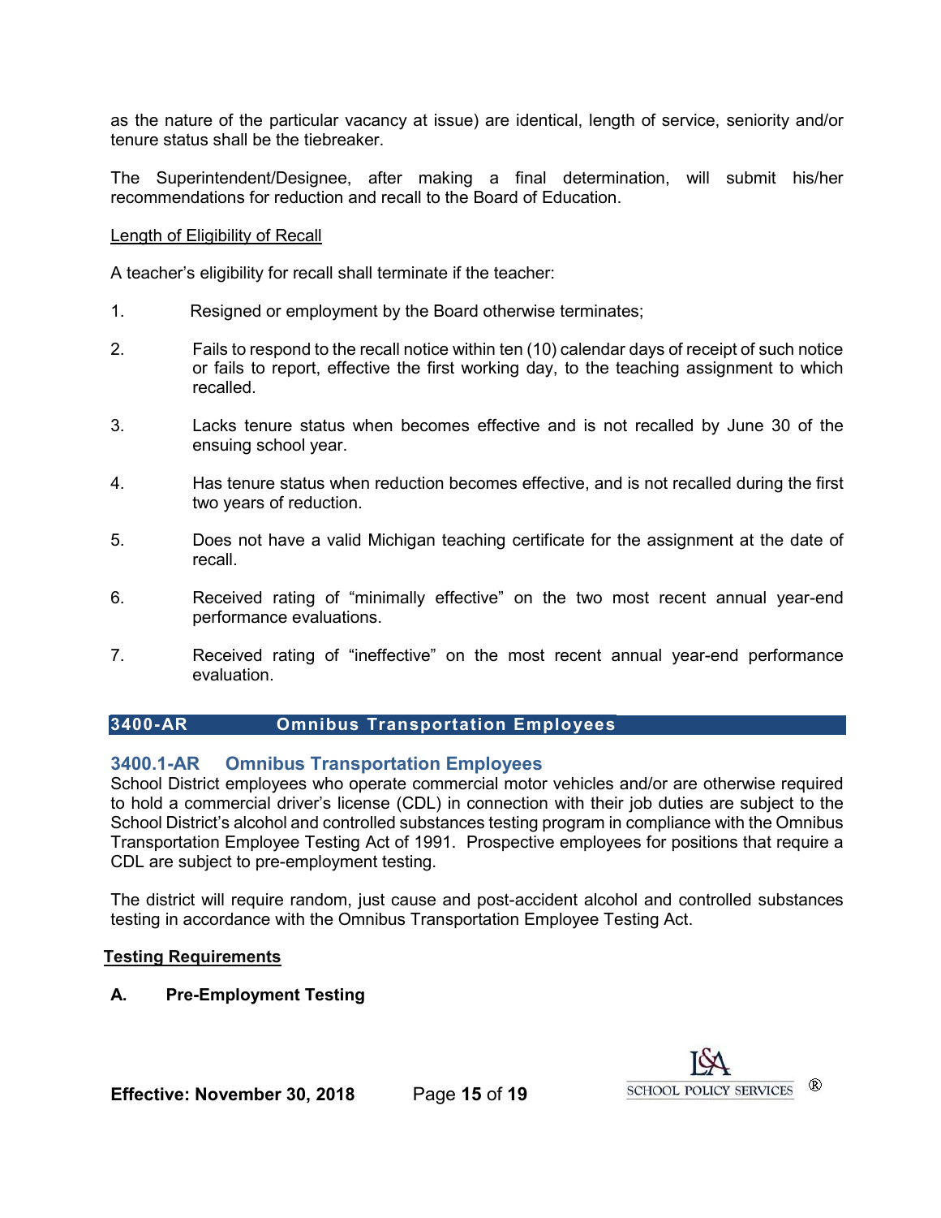as the nature of the particular vacancy at issue) are identical, length of service, seniority and/or tenure status shall be the tiebreaker.

The Superintendent/Designee, after making a final determination, will submit his/her recommendations for reduction and recall to the Board of Education.

Length of Eligibility of Recall

A teacher's eligibility for recall shall terminate if the teacher:

1. Resigned or employment by the Board otherwise terminates;

2. Fails to respond to the recall notice within ten (10) calendar days of receipt of such notice or fails to report, effective the first working day, to the teaching assignment to which recalled.

3. Lacks tenure status when becomes effective and is not recalled by June 30 of the ensuing school year.

4. Has tenure status when reduction becomes effective, and is not recalled during the first two years of reduction.

5. Does not have a valid Michigan teaching certificate for the assignment at the date of recall.

6. Received rating of "minimally effective" on the two most recent annual year-end performance evaluations.

7. Received rating of "ineffective" on the most recent annual year-end performance evaluation.

## 3400-AR Omnibus Transportation Employees

### 3400.1-AR Omnibus Transportation Employees

School District employees who operate commercial motor vehicles and/or are otherwise required to hold a commercial driver's license (CDL) in connection with their job duties are subject to the School District's alcohol and controlled substances testing program in compliance with the Omnibus Transportation Employee Testing Act of 1991. Prospective employees for positions that require a CDL are subject to pre-employment testing.

The district will require random, just cause and post-accident alcohol and controlled substances testing in accordance with the Omnibus Transportation Employee Testing Act.

**Testing Requirements**

**A. Pre-Employment Testing**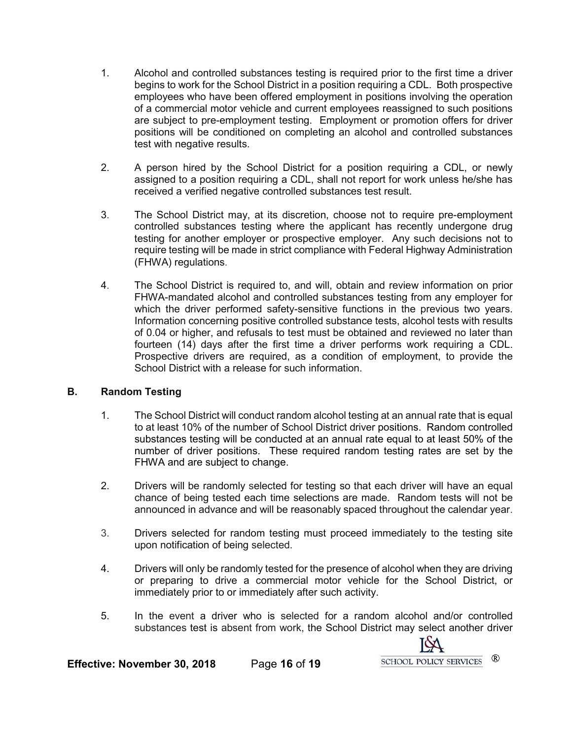1. Alcohol and controlled substances testing is required prior to the first time a driver begins to work for the School District in a position requiring a CDL. Both prospective employees who have been offered employment in positions involving the operation of a commercial motor vehicle and current employees reassigned to such positions are subject to pre-employment testing. Employment or promotion offers for driver positions will be conditioned on completing an alcohol and controlled substances test with negative results.

2. A person hired by the School District for a position requiring a CDL, or newly assigned to a position requiring a CDL, shall not report for work unless he/she has received a verified negative controlled substances test result.

3. The School District may, at its discretion, choose not to require pre-employment controlled substances testing where the applicant has recently undergone drug testing for another employer or prospective employer. Any such decisions not to require testing will be made in strict compliance with Federal Highway Administration (FHWA) regulations.

4. The School District is required to, and will, obtain and review information on prior FHWA-mandated alcohol and controlled substances testing from any employer for which the driver performed safety-sensitive functions in the previous two years. Information concerning positive controlled substance tests, alcohol tests with results of 0.04 or higher, and refusals to test must be obtained and reviewed no later than fourteen (14) days after the first time a driver performs work requiring a CDL. Prospective drivers are required, as a condition of employment, to provide the School District with a release for such information.

## B. Random Testing

1. The School District will conduct random alcohol testing at an annual rate that is equal to at least 10% of the number of School District driver positions. Random controlled substances testing will be conducted at an annual rate equal to at least 50% of the number of driver positions. These required random testing rates are set by the FHWA and are subject to change.

2. Drivers will be randomly selected for testing so that each driver will have an equal chance of being tested each time selections are made. Random tests will not be announced in advance and will be reasonably spaced throughout the calendar year.

3. Drivers selected for random testing must proceed immediately to the testing site upon notification of being selected.

4. Drivers will only be randomly tested for the presence of alcohol when they are driving or preparing to drive a commercial motor vehicle for the School District, or immediately prior to or immediately after such activity.

5. In the event a driver who is selected for a random alcohol and/or controlled substances test is absent from work, the School District may select another driver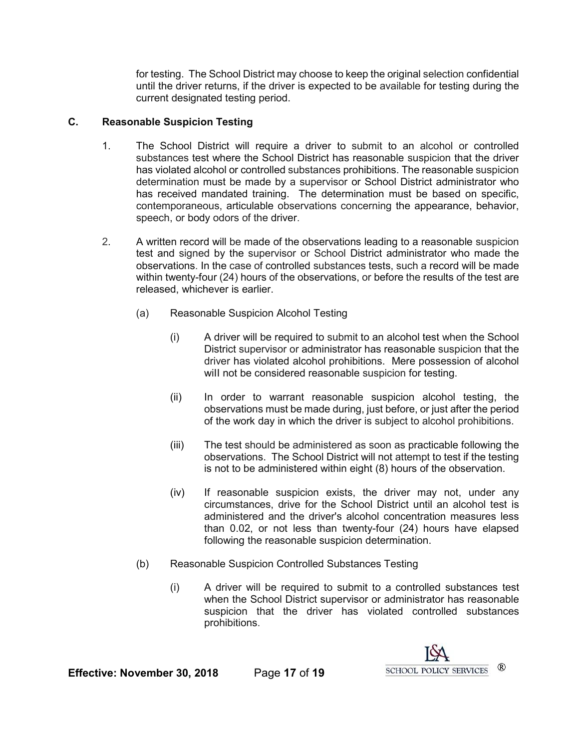for testing. The School District may choose to keep the original selection confidential until the driver returns, if the driver is expected to be available for testing during the current designated testing period.

**C. Reasonable Suspicion Testing**

1. The School District will require a driver to submit to an alcohol or controlled substances test where the School District has reasonable suspicion that the driver has violated alcohol or controlled substances prohibitions. The reasonable suspicion determination must be made by a supervisor or School District administrator who has received mandated training. The determination must be based on specific, contemporaneous, articulable observations concerning the appearance, behavior, speech, or body odors of the driver.

2. A written record will be made of the observations leading to a reasonable suspicion test and signed by the supervisor or School District administrator who made the observations. In the case of controlled substances tests, such a record will be made within twenty-four (24) hours of the observations, or before the results of the test are released, whichever is earlier.

   (a) Reasonable Suspicion Alcohol Testing

   (i) A driver will be required to submit to an alcohol test when the School District supervisor or administrator has reasonable suspicion that the driver has violated alcohol prohibitions. Mere possession of alcohol will not be considered reasonable suspicion for testing.

   (ii) In order to warrant reasonable suspicion alcohol testing, the observations must be made during, just before, or just after the period of the work day in which the driver is subject to alcohol prohibitions.

   (iii) The test should be administered as soon as practicable following the observations. The School District will not attempt to test if the testing is not to be administered within eight (8) hours of the observation.

   (iv) If reasonable suspicion exists, the driver may not, under any circumstances, drive for the School District until an alcohol test is administered and the driver's alcohol concentration measures less than 0.02, or not less than twenty-four (24) hours have elapsed following the reasonable suspicion determination.

   (b) Reasonable Suspicion Controlled Substances Testing

   (i) A driver will be required to submit to a controlled substances test when the School District supervisor or administrator has reasonable suspicion that the driver has violated controlled substances prohibitions.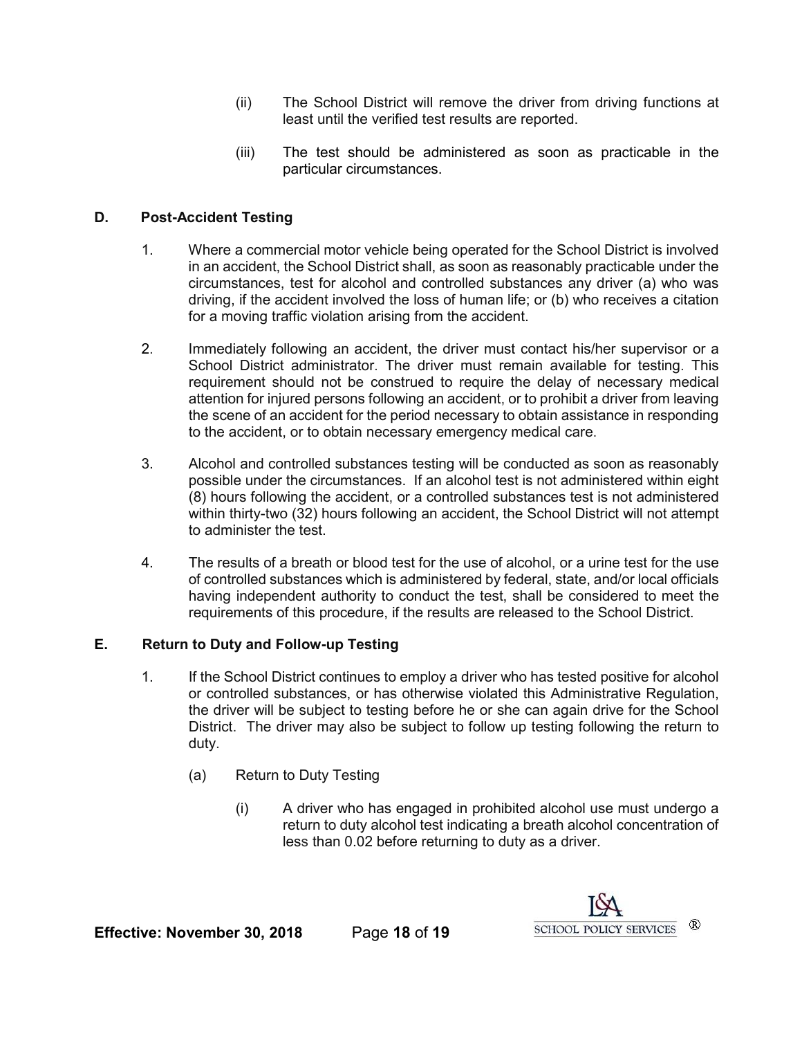(ii) The School District will remove the driver from driving functions at least until the verified test results are reported.

(iii) The test should be administered as soon as practicable in the particular circumstances.

**D. Post-Accident Testing**

1. Where a commercial motor vehicle being operated for the School District is involved in an accident, the School District shall, as soon as reasonably practicable under the circumstances, test for alcohol and controlled substances any driver (a) who was driving, if the accident involved the loss of human life; or (b) who receives a citation for a moving traffic violation arising from the accident.

2. Immediately following an accident, the driver must contact his/her supervisor or a School District administrator. The driver must remain available for testing. This requirement should not be construed to require the delay of necessary medical attention for injured persons following an accident, or to prohibit a driver from leaving the scene of an accident for the period necessary to obtain assistance in responding to the accident, or to obtain necessary emergency medical care.

3. Alcohol and controlled substances testing will be conducted as soon as reasonably possible under the circumstances. If an alcohol test is not administered within eight (8) hours following the accident, or a controlled substances test is not administered within thirty-two (32) hours following an accident, the School District will not attempt to administer the test.

4. The results of a breath or blood test for the use of alcohol, or a urine test for the use of controlled substances which is administered by federal, state, and/or local officials having independent authority to conduct the test, shall be considered to meet the requirements of this procedure, if the results are released to the School District.

**E. Return to Duty and Follow-up Testing**

1. If the School District continues to employ a driver who has tested positive for alcohol or controlled substances, or has otherwise violated this Administrative Regulation, the driver will be subject to testing before he or she can again drive for the School District. The driver may also be subject to follow up testing following the return to duty.

   (a) Return to Duty Testing

   (i) A driver who has engaged in prohibited alcohol use must undergo a return to duty alcohol test indicating a breath alcohol concentration of less than 0.02 before returning to duty as a driver.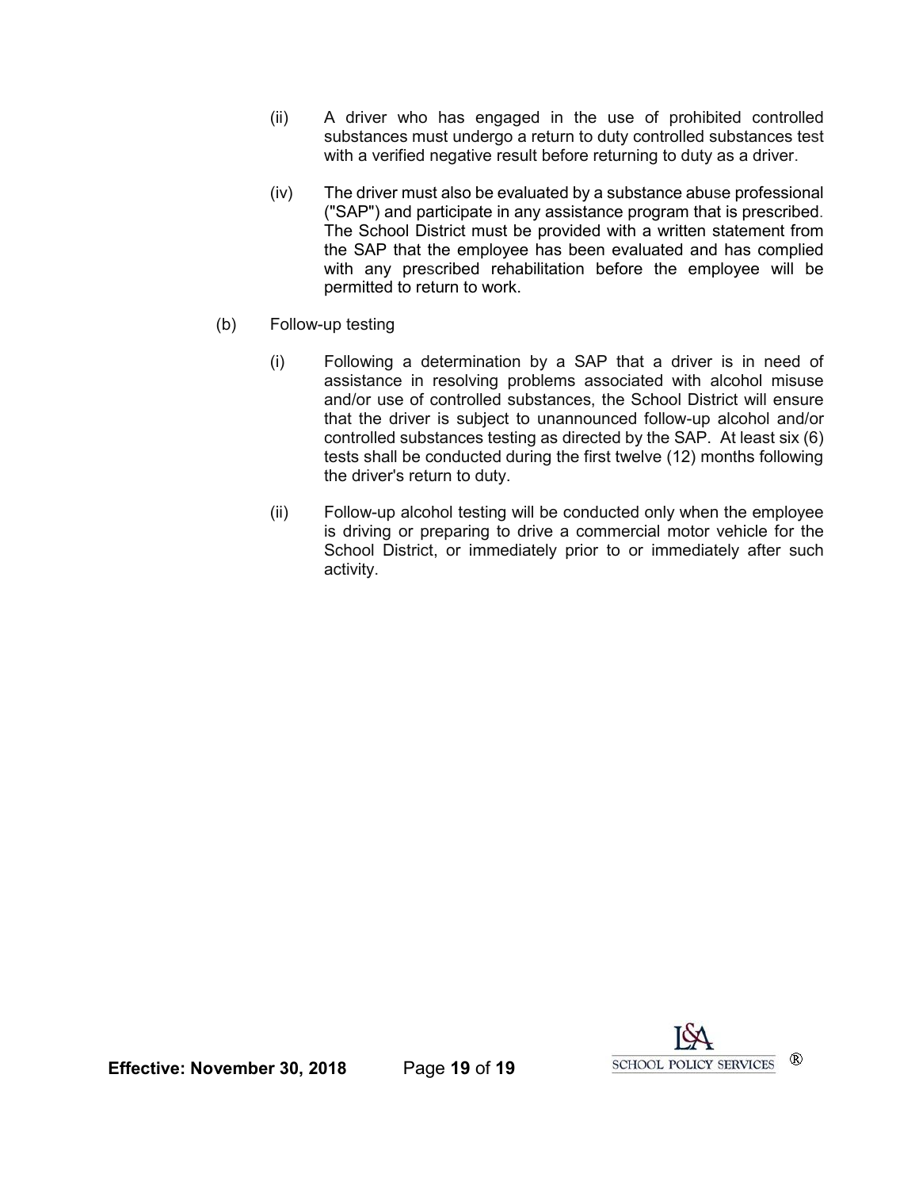(ii) A driver who has engaged in the use of prohibited controlled substances must undergo a return to duty controlled substances test with a verified negative result before returning to duty as a driver.

(iv) The driver must also be evaluated by a substance abuse professional ("SAP") and participate in any assistance program that is prescribed. The School District must be provided with a written statement from the SAP that the employee has been evaluated and has complied with any prescribed rehabilitation before the employee will be permitted to return to work.

(b) Follow-up testing

(i) Following a determination by a SAP that a driver is in need of assistance in resolving problems associated with alcohol misuse and/or use of controlled substances, the School District will ensure that the driver is subject to unannounced follow-up alcohol and/or controlled substances testing as directed by the SAP. At least six (6) tests shall be conducted during the first twelve (12) months following the driver's return to duty.

(ii) Follow-up alcohol testing will be conducted only when the employee is driving or preparing to drive a commercial motor vehicle for the School District, or immediately prior to or immediately after such activity.